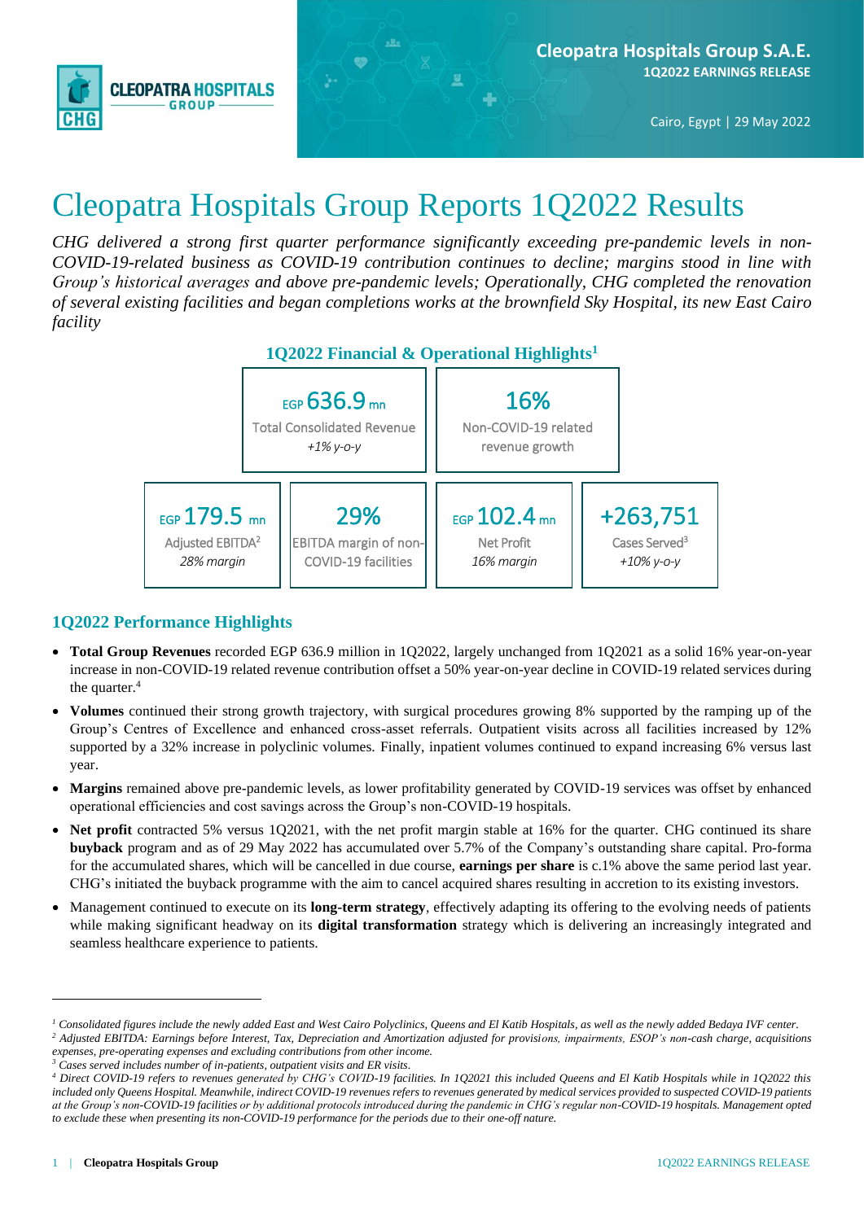Cleopatra Hospitals Group S.A.E.
1Q2022 EARNINGS RELEASE

Cairo, Egypt | 29 May 2022

# Cleopatra Hospitals Group Reports 1Q2022 Results

*CHG delivered a strong first quarter performance significantly exceeding pre-pandemic levels in non-COVID-19-related business as COVID-19 contribution continues to decline; margins stood in line with Group's historical averages and above pre-pandemic levels; Operationally, CHG completed the renovation of several existing facilities and began completions works at the brownfield Sky Hospital, its new East Cairo facility*

## 1Q2022 Financial & Operational Highlights[1]

EGP 636.9 mn
Total Consolidated Revenue
*+1% y-o-y*

16%
Non-COVID-19 related revenue growth

EGP 179.5 mn
Adjusted EBITDA[2]
*28% margin*

29%
EBITDA margin of non-COVID-19 facilities

EGP 102.4 mn
Net Profit
*16% margin*

+263,751
Cases Served[3]
*+10% y-o-y*

## 1Q2022 Performance Highlights

- **Total Group Revenues** recorded EGP 636.9 million in 1Q2022, largely unchanged from 1Q2021 as a solid 16% year-on-year increase in non-COVID-19 related revenue contribution offset a 50% year-on-year decline in COVID-19 related services during the quarter.[4]
- **Volumes** continued their strong growth trajectory, with surgical procedures growing 8% supported by the ramping up of the Group's Centres of Excellence and enhanced cross-asset referrals. Outpatient visits across all facilities increased by 12% supported by a 32% increase in polyclinic volumes. Finally, inpatient volumes continued to expand increasing 6% versus last year.
- **Margins** remained above pre-pandemic levels, as lower profitability generated by COVID-19 services was offset by enhanced operational efficiencies and cost savings across the Group's non-COVID-19 hospitals.
- **Net profit** contracted 5% versus 1Q2021, with the net profit margin stable at 16% for the quarter. CHG continued its share **buyback** program and as of 29 May 2022 has accumulated over 5.7% of the Company's outstanding share capital. Pro-forma for the accumulated shares, which will be cancelled in due course, **earnings per share** is c.1% above the same period last year. CHG's initiated the buyback programme with the aim to cancel acquired shares resulting in accretion to its existing investors.
- Management continued to execute on its **long-term strategy**, effectively adapting its offering to the evolving needs of patients while making significant headway on its **digital transformation** strategy which is delivering an increasingly integrated and seamless healthcare experience to patients.

---

*[1] Consolidated figures include the newly added East and West Cairo Polyclinics, Queens and El Katib Hospitals, as well as the newly added Bedaya IVF center.*
*[2] Adjusted EBITDA: Earnings before Interest, Tax, Depreciation and Amortization adjusted for provisions, impairments, ESOP's non-cash charge, acquisitions expenses, pre-operating expenses and excluding contributions from other income.*
*[3] Cases served includes number of in-patients, outpatient visits and ER visits.*
*[4] Direct COVID-19 refers to revenues generated by CHG's COVID-19 facilities. In 1Q2021 this included Queens and El Katib Hospitals while in 1Q2022 this included only Queens Hospital. Meanwhile, indirect COVID-19 revenues refers to revenues generated by medical services provided to suspected COVID-19 patients at the Group's non-COVID-19 facilities or by additional protocols introduced during the pandemic in CHG's regular non-COVID-19 hospitals. Management opted to exclude these when presenting its non-COVID-19 performance for the periods due to their one-off nature.*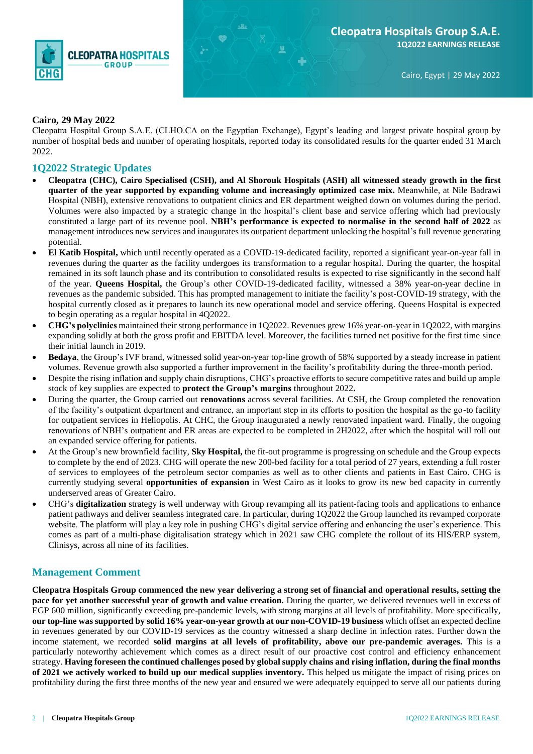**Cairo, 29 May 2022**

Cleopatra Hospital Group S.A.E. (CLHO.CA on the Egyptian Exchange), Egypt's leading and largest private hospital group by number of hospital beds and number of operating hospitals, reported today its consolidated results for the quarter ended 31 March 2022.

## 1Q2022 Strategic Updates

- **Cleopatra (CHC), Cairo Specialised (CSH), and Al Shorouk Hospitals (ASH) all witnessed steady growth in the first quarter of the year supported by expanding volume and increasingly optimized case mix.** Meanwhile, at Nile Badrawi Hospital (NBH), extensive renovations to outpatient clinics and ER department weighed down on volumes during the period. Volumes were also impacted by a strategic change in the hospital's client base and service offering which had previously constituted a large part of its revenue pool. **NBH's performance is expected to normalise in the second half of 2022** as management introduces new services and inaugurates its outpatient department unlocking the hospital's full revenue generating potential.
- **El Katib Hospital,** which until recently operated as a COVID-19-dedicated facility, reported a significant year-on-year fall in revenues during the quarter as the facility undergoes its transformation to a regular hospital. During the quarter, the hospital remained in its soft launch phase and its contribution to consolidated results is expected to rise significantly in the second half of the year. **Queens Hospital,** the Group's other COVID-19-dedicated facility, witnessed a 38% year-on-year decline in revenues as the pandemic subsided. This has prompted management to initiate the facility's post-COVID-19 strategy, with the hospital currently closed as it prepares to launch its new operational model and service offering. Queens Hospital is expected to begin operating as a regular hospital in 4Q2022.
- **CHG's polyclinics** maintained their strong performance in 1Q2022. Revenues grew 16% year-on-year in 1Q2022, with margins expanding solidly at both the gross profit and EBITDA level. Moreover, the facilities turned net positive for the first time since their initial launch in 2019.
- **Bedaya**, the Group's IVF brand, witnessed solid year-on-year top-line growth of 58% supported by a steady increase in patient volumes. Revenue growth also supported a further improvement in the facility's profitability during the three-month period.
- Despite the rising inflation and supply chain disruptions, CHG's proactive efforts to secure competitive rates and build up ample stock of key supplies are expected to **protect the Group's margins** throughout 2022**.**
- During the quarter, the Group carried out **renovations** across several facilities. At CSH, the Group completed the renovation of the facility's outpatient department and entrance, an important step in its efforts to position the hospital as the go-to facility for outpatient services in Heliopolis. At CHC, the Group inaugurated a newly renovated inpatient ward. Finally, the ongoing renovations of NBH's outpatient and ER areas are expected to be completed in 2H2022, after which the hospital will roll out an expanded service offering for patients.
- At the Group's new brownfield facility, **Sky Hospital,** the fit-out programme is progressing on schedule and the Group expects to complete by the end of 2023. CHG will operate the new 200-bed facility for a total period of 27 years, extending a full roster of services to employees of the petroleum sector companies as well as to other clients and patients in East Cairo. CHG is currently studying several **opportunities of expansion** in West Cairo as it looks to grow its new bed capacity in currently underserved areas of Greater Cairo.
- CHG's **digitalization** strategy is well underway with Group revamping all its patient-facing tools and applications to enhance patient pathways and deliver seamless integrated care. In particular, during 1Q2022 the Group launched its revamped corporate website. The platform will play a key role in pushing CHG's digital service offering and enhancing the user's experience. This comes as part of a multi-phase digitalisation strategy which in 2021 saw CHG complete the rollout of its HIS/ERP system, Clinisys, across all nine of its facilities.

## Management Comment

**Cleopatra Hospitals Group commenced the new year delivering a strong set of financial and operational results, setting the pace for yet another successful year of growth and value creation.** During the quarter, we delivered revenues well in excess of EGP 600 million, significantly exceeding pre-pandemic levels, with strong margins at all levels of profitability. More specifically, **our top-line was supported by solid 16% year-on-year growth at our non-COVID-19 business** which offset an expected decline in revenues generated by our COVID-19 services as the country witnessed a sharp decline in infection rates. Further down the income statement, we recorded **solid margins at all levels of profitability, above our pre-pandemic averages.** This is a particularly noteworthy achievement which comes as a direct result of our proactive cost control and efficiency enhancement strategy. **Having foreseen the continued challenges posed by global supply chains and rising inflation, during the final months of 2021 we actively worked to build up our medical supplies inventory.** This helped us mitigate the impact of rising prices on profitability during the first three months of the new year and ensured we were adequately equipped to serve all our patients during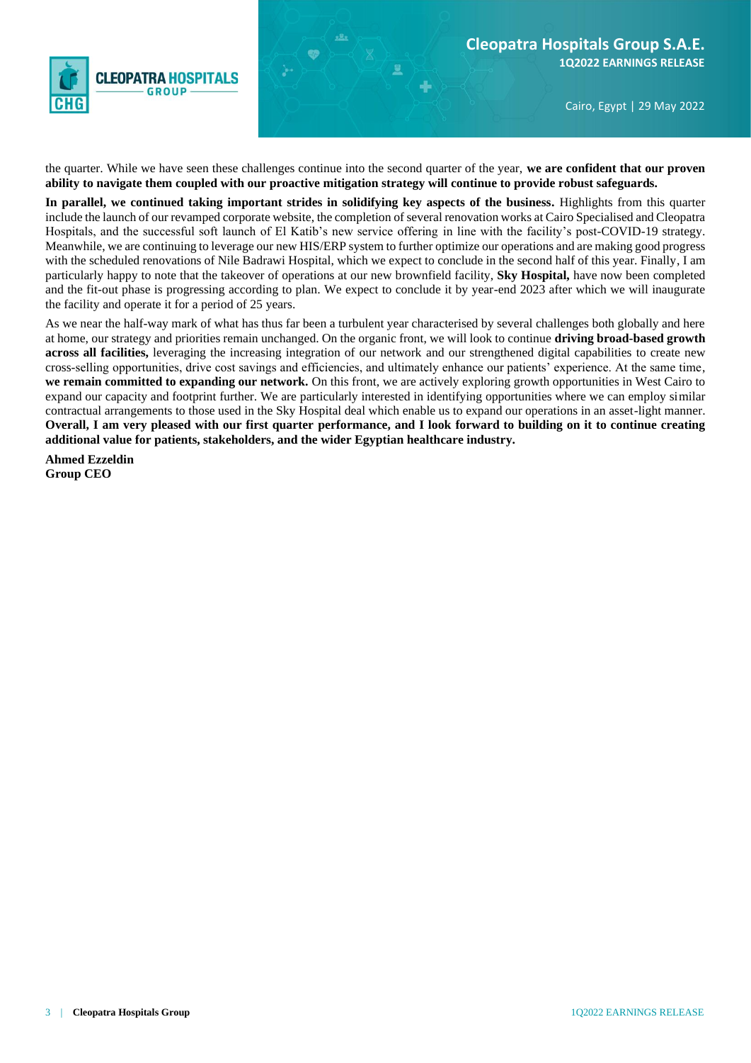the quarter. While we have seen these challenges continue into the second quarter of the year, **we are confident that our proven ability to navigate them coupled with our proactive mitigation strategy will continue to provide robust safeguards.**

**In parallel, we continued taking important strides in solidifying key aspects of the business.** Highlights from this quarter include the launch of our revamped corporate website, the completion of several renovation works at Cairo Specialised and Cleopatra Hospitals, and the successful soft launch of El Katib's new service offering in line with the facility's post-COVID-19 strategy. Meanwhile, we are continuing to leverage our new HIS/ERP system to further optimize our operations and are making good progress with the scheduled renovations of Nile Badrawi Hospital, which we expect to conclude in the second half of this year. Finally, I am particularly happy to note that the takeover of operations at our new brownfield facility, **Sky Hospital,** have now been completed and the fit-out phase is progressing according to plan. We expect to conclude it by year-end 2023 after which we will inaugurate the facility and operate it for a period of 25 years.

As we near the half-way mark of what has thus far been a turbulent year characterised by several challenges both globally and here at home, our strategy and priorities remain unchanged. On the organic front, we will look to continue **driving broad-based growth across all facilities,** leveraging the increasing integration of our network and our strengthened digital capabilities to create new cross-selling opportunities, drive cost savings and efficiencies, and ultimately enhance our patients' experience. At the same time, **we remain committed to expanding our network.** On this front, we are actively exploring growth opportunities in West Cairo to expand our capacity and footprint further. We are particularly interested in identifying opportunities where we can employ similar contractual arrangements to those used in the Sky Hospital deal which enable us to expand our operations in an asset-light manner. **Overall, I am very pleased with our first quarter performance, and I look forward to building on it to continue creating additional value for patients, stakeholders, and the wider Egyptian healthcare industry.**

**Ahmed Ezzeldin**
**Group CEO**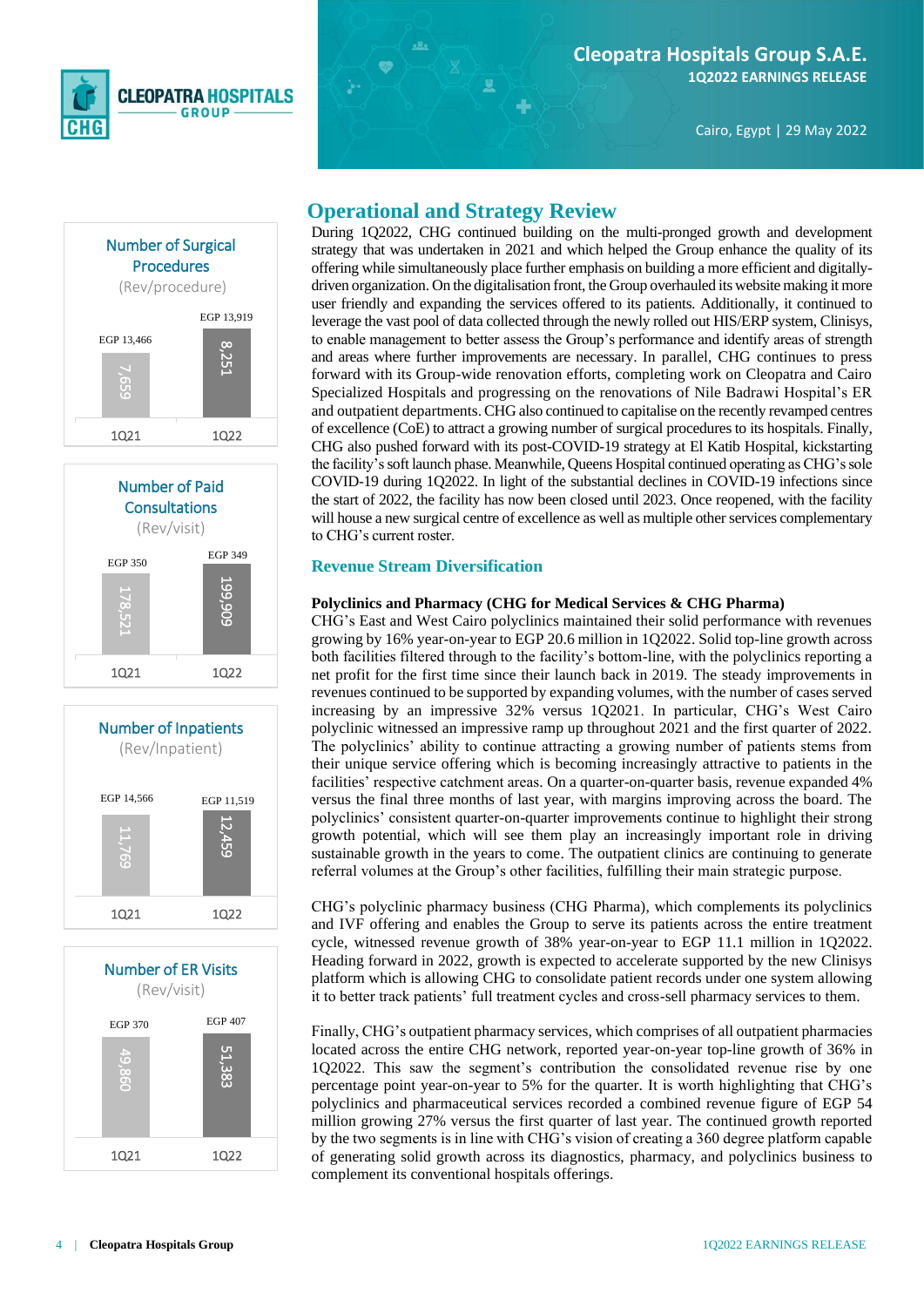Number of Surgical Procedures
(Rev/procedure)

EGP 13,466
7,659
1Q21

EGP 13,919
8,251
1Q22

Number of Paid Consultations
(Rev/visit)

EGP 350
178,521
1Q21

EGP 349
199,909
1Q22

Number of Inpatients
(Rev/Inpatient)

EGP 14,566
11,769
1Q21

EGP 11,519
12,459
1Q22

Number of ER Visits
(Rev/visit)

EGP 370
49,860
1Q21

EGP 407
51,383
1Q22

# Operational and Strategy Review

During 1Q2022, CHG continued building on the multi-pronged growth and development strategy that was undertaken in 2021 and which helped the Group enhance the quality of its offering while simultaneously place further emphasis on building a more efficient and digitally-driven organization. On the digitalisation front, the Group overhauled its website making it more user friendly and expanding the services offered to its patients. Additionally, it continued to leverage the vast pool of data collected through the newly rolled out HIS/ERP system, Clinisys, to enable management to better assess the Group's performance and identify areas of strength and areas where further improvements are necessary. In parallel, CHG continues to press forward with its Group-wide renovation efforts, completing work on Cleopatra and Cairo Specialized Hospitals and progressing on the renovations of Nile Badrawi Hospital's ER and outpatient departments. CHG also continued to capitalise on the recently revamped centres of excellence (CoE) to attract a growing number of surgical procedures to its hospitals. Finally, CHG also pushed forward with its post-COVID-19 strategy at El Katib Hospital, kickstarting the facility's soft launch phase. Meanwhile, Queens Hospital continued operating as CHG's sole COVID-19 during 1Q2022. In light of the substantial declines in COVID-19 infections since the start of 2022, the facility has now been closed until 2023. Once reopened, with the facility will house a new surgical centre of excellence as well as multiple other services complementary to CHG's current roster.

## Revenue Stream Diversification

**Polyclinics and Pharmacy (CHG for Medical Services & CHG Pharma)**

CHG's East and West Cairo polyclinics maintained their solid performance with revenues growing by 16% year-on-year to EGP 20.6 million in 1Q2022. Solid top-line growth across both facilities filtered through to the facility's bottom-line, with the polyclinics reporting a net profit for the first time since their launch back in 2019. The steady improvements in revenues continued to be supported by expanding volumes, with the number of cases served increasing by an impressive 32% versus 1Q2021. In particular, CHG's West Cairo polyclinic witnessed an impressive ramp up throughout 2021 and the first quarter of 2022. The polyclinics' ability to continue attracting a growing number of patients stems from their unique service offering which is becoming increasingly attractive to patients in the facilities' respective catchment areas. On a quarter-on-quarter basis, revenue expanded 4% versus the final three months of last year, with margins improving across the board. The polyclinics' consistent quarter-on-quarter improvements continue to highlight their strong growth potential, which will see them play an increasingly important role in driving sustainable growth in the years to come. The outpatient clinics are continuing to generate referral volumes at the Group's other facilities, fulfilling their main strategic purpose.

CHG's polyclinic pharmacy business (CHG Pharma), which complements its polyclinics and IVF offering and enables the Group to serve its patients across the entire treatment cycle, witnessed revenue growth of 38% year-on-year to EGP 11.1 million in 1Q2022. Heading forward in 2022, growth is expected to accelerate supported by the new Clinisys platform which is allowing CHG to consolidate patient records under one system allowing it to better track patients' full treatment cycles and cross-sell pharmacy services to them.

Finally, CHG's outpatient pharmacy services, which comprises of all outpatient pharmacies located across the entire CHG network, reported year-on-year top-line growth of 36% in 1Q2022. This saw the segment's contribution the consolidated revenue rise by one percentage point year-on-year to 5% for the quarter. It is worth highlighting that CHG's polyclinics and pharmaceutical services recorded a combined revenue figure of EGP 54 million growing 27% versus the first quarter of last year. The continued growth reported by the two segments is in line with CHG's vision of creating a 360 degree platform capable of generating solid growth across its diagnostics, pharmacy, and polyclinics business to complement its conventional hospitals offerings.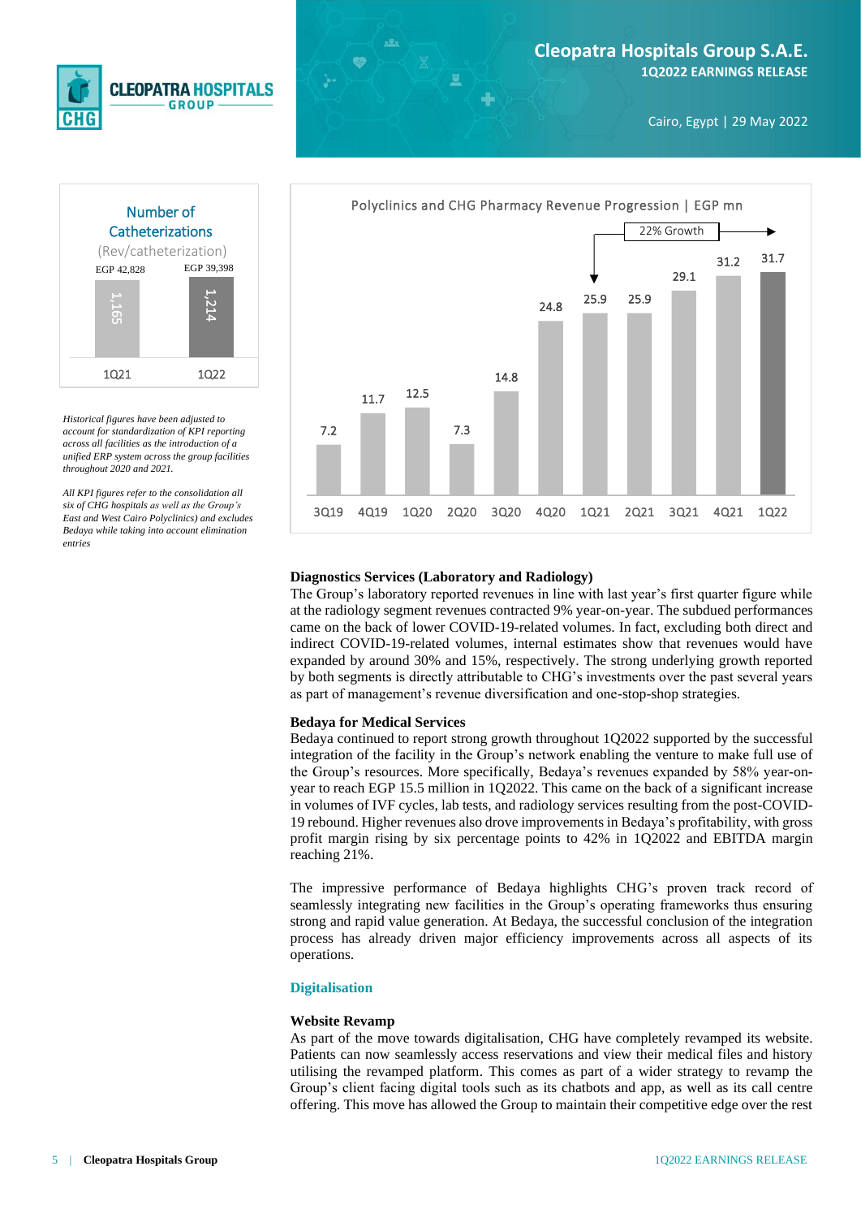Number of Catheterizations

(Rev/catheterization)

EGP 42,828

EGP 39,398

1,165

1,214

1Q21

1Q22

*Historical figures have been adjusted to account for standardization of KPI reporting across all facilities as the introduction of a unified ERP system across the group facilities throughout 2020 and 2021.*

*All KPI figures refer to the consolidation all six of CHG hospitals as well as the Group's East and West Cairo Polyclinics) and excludes Bedaya while taking into account elimination entries*

Polyclinics and CHG Pharmacy Revenue Progression | EGP mn

22% Growth

7.2
11.7
12.5
7.3
14.8
24.8
25.9
25.9
29.1
31.2
31.7

3Q19 4Q19 1Q20 2Q20 3Q20 4Q20 1Q21 2Q21 3Q21 4Q21 1Q22

**Diagnostics Services (Laboratory and Radiology)**

The Group's laboratory reported revenues in line with last year's first quarter figure while at the radiology segment revenues contracted 9% year-on-year. The subdued performances came on the back of lower COVID-19-related volumes. In fact, excluding both direct and indirect COVID-19-related volumes, internal estimates show that revenues would have expanded by around 30% and 15%, respectively. The strong underlying growth reported by both segments is directly attributable to CHG's investments over the past several years as part of management's revenue diversification and one-stop-shop strategies.

**Bedaya for Medical Services**

Bedaya continued to report strong growth throughout 1Q2022 supported by the successful integration of the facility in the Group's network enabling the venture to make full use of the Group's resources. More specifically, Bedaya's revenues expanded by 58% year-on-year to reach EGP 15.5 million in 1Q2022. This came on the back of a significant increase in volumes of IVF cycles, lab tests, and radiology services resulting from the post-COVID-19 rebound. Higher revenues also drove improvements in Bedaya's profitability, with gross profit margin rising by six percentage points to 42% in 1Q2022 and EBITDA margin reaching 21%.

The impressive performance of Bedaya highlights CHG's proven track record of seamlessly integrating new facilities in the Group's operating frameworks thus ensuring strong and rapid value generation. At Bedaya, the successful conclusion of the integration process has already driven major efficiency improvements across all aspects of its operations.

## Digitalisation

**Website Revamp**

As part of the move towards digitalisation, CHG have completely revamped its website. Patients can now seamlessly access reservations and view their medical files and history utilising the revamped platform. This comes as part of a wider strategy to revamp the Group's client facing digital tools such as its chatbots and app, as well as its call centre offering. This move has allowed the Group to maintain their competitive edge over the rest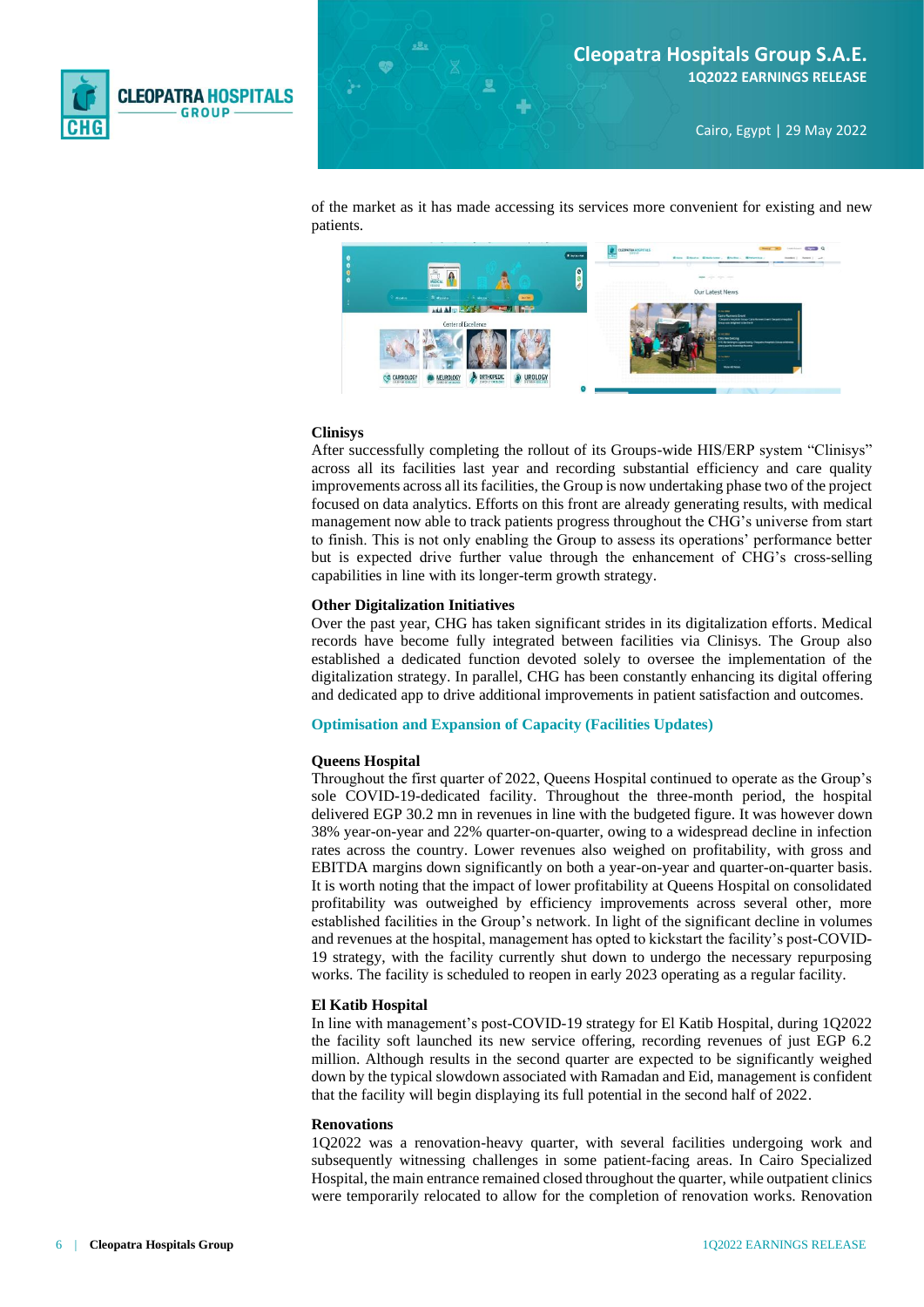of the market as it has made accessing its services more convenient for existing and new patients.

### Clinisys

After successfully completing the rollout of its Groups-wide HIS/ERP system "Clinisys" across all its facilities last year and recording substantial efficiency and care quality improvements across all its facilities, the Group is now undertaking phase two of the project focused on data analytics. Efforts on this front are already generating results, with medical management now able to track patients progress throughout the CHG's universe from start to finish. This is not only enabling the Group to assess its operations' performance better but is expected drive further value through the enhancement of CHG's cross-selling capabilities in line with its longer-term growth strategy.

### Other Digitalization Initiatives

Over the past year, CHG has taken significant strides in its digitalization efforts. Medical records have become fully integrated between facilities via Clinisys. The Group also established a dedicated function devoted solely to oversee the implementation of the digitalization strategy. In parallel, CHG has been constantly enhancing its digital offering and dedicated app to drive additional improvements in patient satisfaction and outcomes.

## Optimisation and Expansion of Capacity (Facilities Updates)

### Queens Hospital

Throughout the first quarter of 2022, Queens Hospital continued to operate as the Group's sole COVID-19-dedicated facility. Throughout the three-month period, the hospital delivered EGP 30.2 mn in revenues in line with the budgeted figure. It was however down 38% year-on-year and 22% quarter-on-quarter, owing to a widespread decline in infection rates across the country. Lower revenues also weighed on profitability, with gross and EBITDA margins down significantly on both a year-on-year and quarter-on-quarter basis. It is worth noting that the impact of lower profitability at Queens Hospital on consolidated profitability was outweighed by efficiency improvements across several other, more established facilities in the Group's network. In light of the significant decline in volumes and revenues at the hospital, management has opted to kickstart the facility's post-COVID-19 strategy, with the facility currently shut down to undergo the necessary repurposing works. The facility is scheduled to reopen in early 2023 operating as a regular facility.

### El Katib Hospital

In line with management's post-COVID-19 strategy for El Katib Hospital, during 1Q2022 the facility soft launched its new service offering, recording revenues of just EGP 6.2 million. Although results in the second quarter are expected to be significantly weighed down by the typical slowdown associated with Ramadan and Eid, management is confident that the facility will begin displaying its full potential in the second half of 2022.

### Renovations

1Q2022 was a renovation-heavy quarter, with several facilities undergoing work and subsequently witnessing challenges in some patient-facing areas. In Cairo Specialized Hospital, the main entrance remained closed throughout the quarter, while outpatient clinics were temporarily relocated to allow for the completion of renovation works. Renovation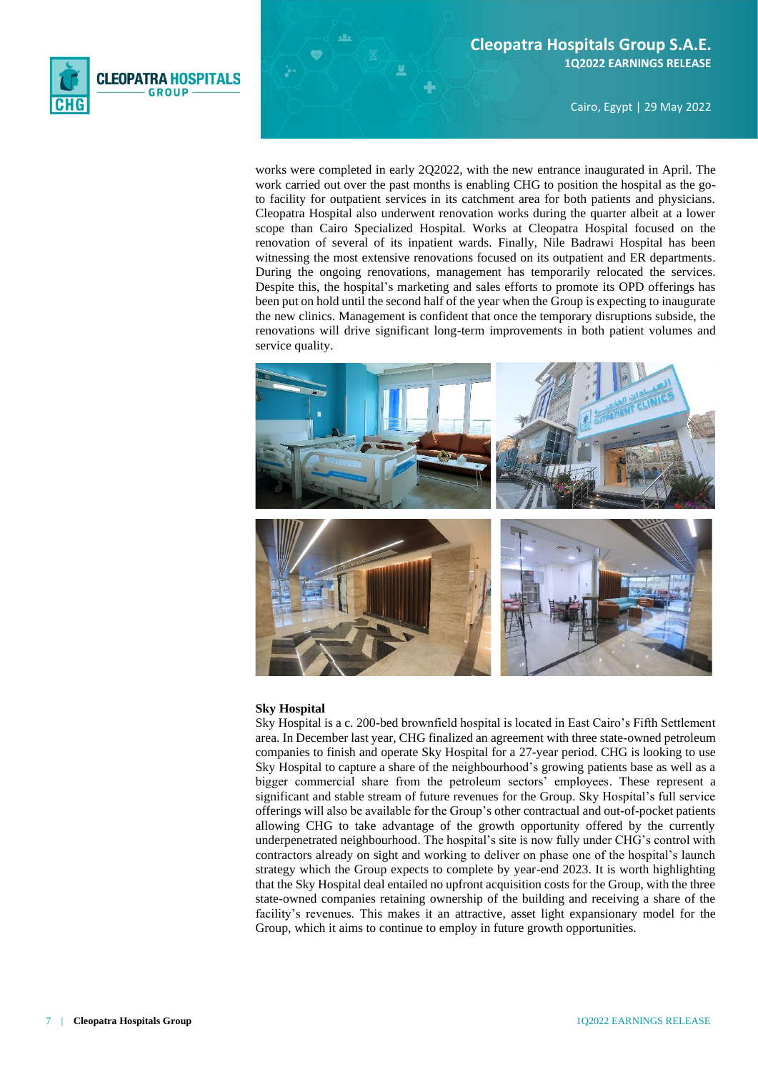works were completed in early 2Q2022, with the new entrance inaugurated in April. The work carried out over the past months is enabling CHG to position the hospital as the go-to facility for outpatient services in its catchment area for both patients and physicians. Cleopatra Hospital also underwent renovation works during the quarter albeit at a lower scope than Cairo Specialized Hospital. Works at Cleopatra Hospital focused on the renovation of several of its inpatient wards. Finally, Nile Badrawi Hospital has been witnessing the most extensive renovations focused on its outpatient and ER departments. During the ongoing renovations, management has temporarily relocated the services. Despite this, the hospital's marketing and sales efforts to promote its OPD offerings has been put on hold until the second half of the year when the Group is expecting to inaugurate the new clinics. Management is confident that once the temporary disruptions subside, the renovations will drive significant long-term improvements in both patient volumes and service quality.

**Sky Hospital**

Sky Hospital is a c. 200-bed brownfield hospital is located in East Cairo's Fifth Settlement area. In December last year, CHG finalized an agreement with three state-owned petroleum companies to finish and operate Sky Hospital for a 27-year period. CHG is looking to use Sky Hospital to capture a share of the neighbourhood's growing patients base as well as a bigger commercial share from the petroleum sectors' employees. These represent a significant and stable stream of future revenues for the Group. Sky Hospital's full service offerings will also be available for the Group's other contractual and out-of-pocket patients allowing CHG to take advantage of the growth opportunity offered by the currently underpenetrated neighbourhood. The hospital's site is now fully under CHG's control with contractors already on sight and working to deliver on phase one of the hospital's launch strategy which the Group expects to complete by year-end 2023. It is worth highlighting that the Sky Hospital deal entailed no upfront acquisition costs for the Group, with the three state-owned companies retaining ownership of the building and receiving a share of the facility's revenues. This makes it an attractive, asset light expansionary model for the Group, which it aims to continue to employ in future growth opportunities.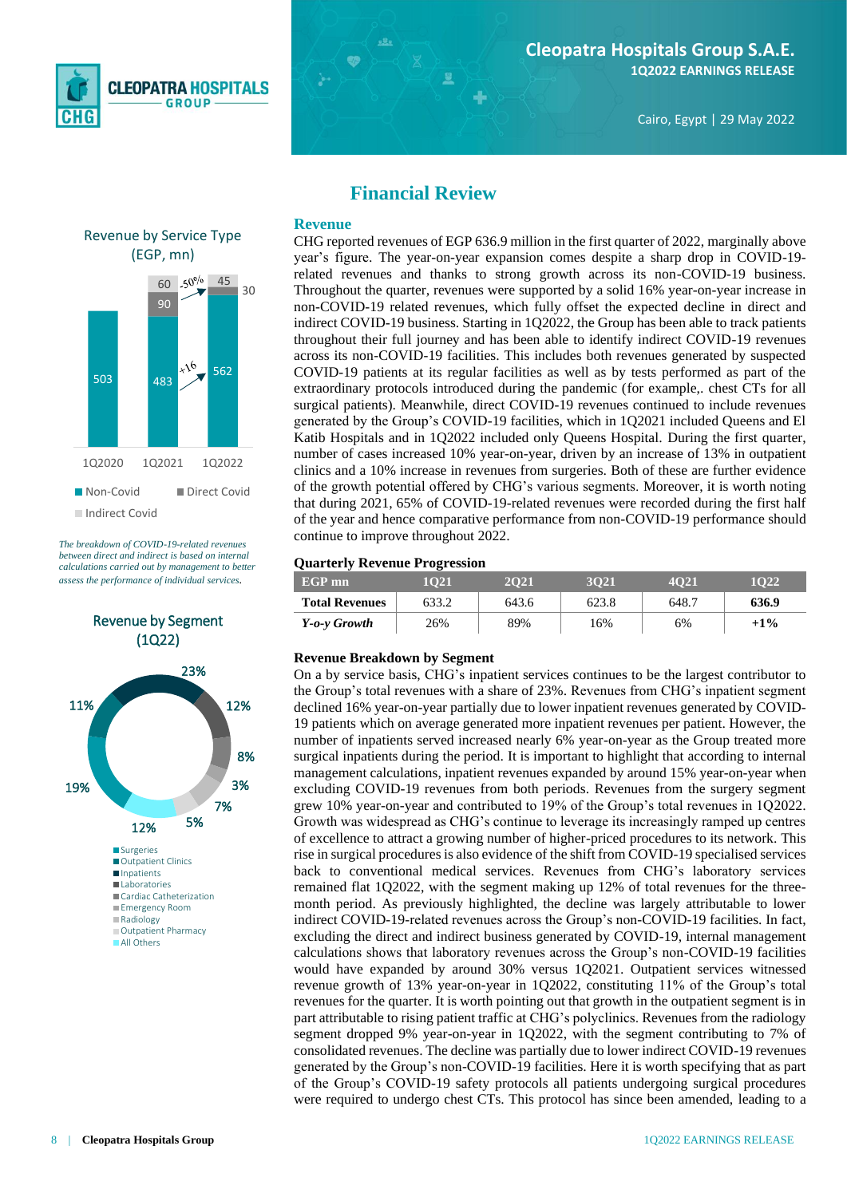# Financial Review

Revenue by Service Type
(EGP, mn)

60
90
503
483
45
562
30
-50%
+16
1Q2020
1Q2021
1Q2022
Non-Covid
Direct Covid
Indirect Covid

*The breakdown of COVID-19-related revenues between direct and indirect is based on internal calculations carried out by management to better assess the performance of individual services.*

Revenue by Segment
(1Q22)

23%
12%
8%
3%
7%
5%
12%
19%
11%

Surgeries
Outpatient Clinics
Inpatients
Laboratories
Cardiac Catheterization
Emergency Room
Radiology
Outpatient Pharmacy
All Others

## Revenue

CHG reported revenues of EGP 636.9 million in the first quarter of 2022, marginally above year's figure. The year-on-year expansion comes despite a sharp drop in COVID-19-related revenues and thanks to strong growth across its non-COVID-19 business. Throughout the quarter, revenues were supported by a solid 16% year-on-year increase in non-COVID-19 related revenues, which fully offset the expected decline in direct and indirect COVID-19 business. Starting in 1Q2022, the Group has been able to track patients throughout their full journey and has been able to identify indirect COVID-19 revenues across its non-COVID-19 facilities. This includes both revenues generated by suspected COVID-19 patients at its regular facilities as well as by tests performed as part of the extraordinary protocols introduced during the pandemic (for example,. chest CTs for all surgical patients). Meanwhile, direct COVID-19 revenues continued to include revenues generated by the Group's COVID-19 facilities, which in 1Q2021 included Queens and El Katib Hospitals and in 1Q2022 included only Queens Hospital. During the first quarter, number of cases increased 10% year-on-year, driven by an increase of 13% in outpatient clinics and a 10% increase in revenues from surgeries. Both of these are further evidence of the growth potential offered by CHG's various segments. Moreover, it is worth noting that during 2021, 65% of COVID-19-related revenues were recorded during the first half of the year and hence comparative performance from non-COVID-19 performance should continue to improve throughout 2022.

**Quarterly Revenue Progression**

| EGP mn | 1Q21 | 2Q21 | 3Q21 | 4Q21 | 1Q22 |
|---|---|---|---|---|---|
| **Total Revenues** | 633.2 | 643.6 | 623.8 | 648.7 | **636.9** |
| ***Y-o-y Growth*** | 26% | 89% | 16% | 6% | **+1%** |

**Revenue Breakdown by Segment**

On a by service basis, CHG's inpatient services continues to be the largest contributor to the Group's total revenues with a share of 23%. Revenues from CHG's inpatient segment declined 16% year-on-year partially due to lower inpatient revenues generated by COVID-19 patients which on average generated more inpatient revenues per patient. However, the number of inpatients served increased nearly 6% year-on-year as the Group treated more surgical inpatients during the period. It is important to highlight that according to internal management calculations, inpatient revenues expanded by around 15% year-on-year when excluding COVID-19 revenues from both periods. Revenues from the surgery segment grew 10% year-on-year and contributed to 19% of the Group's total revenues in 1Q2022. Growth was widespread as CHG's continue to leverage its increasingly ramped up centres of excellence to attract a growing number of higher-priced procedures to its network. This rise in surgical procedures is also evidence of the shift from COVID-19 specialised services back to conventional medical services. Revenues from CHG's laboratory services remained flat 1Q2022, with the segment making up 12% of total revenues for the three-month period. As previously highlighted, the decline was largely attributable to lower indirect COVID-19-related revenues across the Group's non-COVID-19 facilities. In fact, excluding the direct and indirect business generated by COVID-19, internal management calculations shows that laboratory revenues across the Group's non-COVID-19 facilities would have expanded by around 30% versus 1Q2021. Outpatient services witnessed revenue growth of 13% year-on-year in 1Q2022, constituting 11% of the Group's total revenues for the quarter. It is worth pointing out that growth in the outpatient segment is in part attributable to rising patient traffic at CHG's polyclinics. Revenues from the radiology segment dropped 9% year-on-year in 1Q2022, with the segment contributing to 7% of consolidated revenues. The decline was partially due to lower indirect COVID-19 revenues generated by the Group's non-COVID-19 facilities. Here it is worth specifying that as part of the Group's COVID-19 safety protocols all patients undergoing surgical procedures were required to undergo chest CTs. This protocol has since been amended, leading to a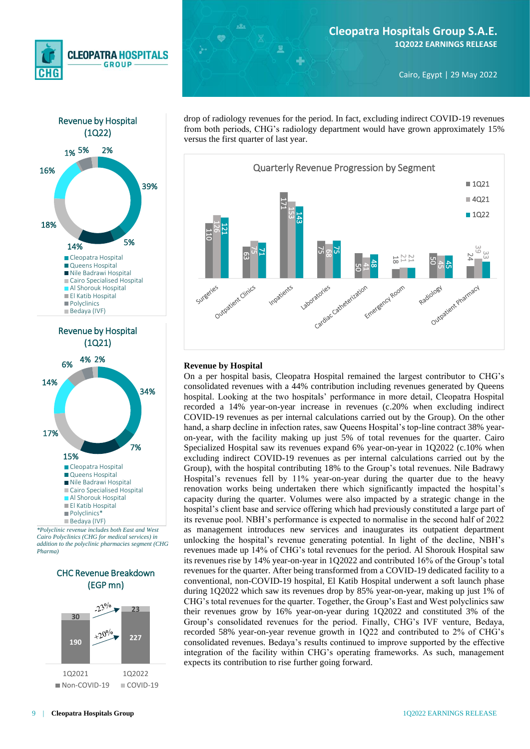drop of radiology revenues for the period. In fact, excluding indirect COVID-19 revenues from both periods, CHG's radiology department would have grown approximately 15% versus the first quarter of last year.

Revenue by Hospital (1Q22)

39%
5%
14%
18%
16%
1%
5%
2%

Cleopatra Hospital
Queens Hospital
Nile Badrawi Hospital
Cairo Specialised Hospital
Al Shorouk Hospital
El Katib Hospital
Polyclinics
Bedaya (IVF)

Revenue by Hospital (1Q21)

34%
7%
15%
17%
14%
6%
4%
2%

Cleopatra Hospital
Queens Hospital
Nile Badrawi Hospital
Cairo Specialised Hospital
Al Shorouk Hospital
El Katib Hospital
Polyclinics*
Bedaya (IVF)

*Polyclinic revenue includes both East and West Cairo Polyclinics (CHG for medical services) in addition to the polyclinic pharmacies segment (CHG Pharma)*

CHC Revenue Breakdown (EGP mn)

1Q2021: 190, 30
1Q2022: 227, 23
+20%
-23%
Non-COVID-19
COVID-19

Quarterly Revenue Progression by Segment

1Q21
4Q21
1Q22

Surgeries: 110, 126, 121
Outpatient Clinics: 63, 75, 71
Inpatients: 171, 153, 143
Laboratories: 75, 68, 75
Cardiac Catheterization: 50, 41, 48
Emergency Room: 18, 21, 21
Radiology: 50, 45, 45
Outpatient Pharmacy: 24, 39, 33

**Revenue by Hospital**

On a per hospital basis, Cleopatra Hospital remained the largest contributor to CHG's consolidated revenues with a 44% contribution including revenues generated by Queens hospital. Looking at the two hospitals' performance in more detail, Cleopatra Hospital recorded a 14% year-on-year increase in revenues (c.20% when excluding indirect COVID-19 revenues as per internal calculations carried out by the Group). On the other hand, a sharp decline in infection rates, saw Queens Hospital's top-line contract 38% year-on-year, with the facility making up just 5% of total revenues for the quarter. Cairo Specialized Hospital saw its revenues expand 6% year-on-year in 1Q2022 (c.10% when excluding indirect COVID-19 revenues as per internal calculations carried out by the Group), with the hospital contributing 18% to the Group's total revenues. Nile Badrawy Hospital's revenues fell by 11% year-on-year during the quarter due to the heavy renovation works being undertaken there which significantly impacted the hospital's capacity during the quarter. Volumes were also impacted by a strategic change in the hospital's client base and service offering which had previously constituted a large part of its revenue pool. NBH's performance is expected to normalise in the second half of 2022 as management introduces new services and inaugurates its outpatient department unlocking the hospital's revenue generating potential. In light of the decline, NBH's revenues made up 14% of CHG's total revenues for the period. Al Shorouk Hospital saw its revenues rise by 14% year-on-year in 1Q2022 and contributed 16% of the Group's total revenues for the quarter. After being transformed from a COVID-19 dedicated facility to a conventional, non-COVID-19 hospital, El Katib Hospital underwent a soft launch phase during 1Q2022 which saw its revenues drop by 85% year-on-year, making up just 1% of CHG's total revenues for the quarter. Together, the Group's East and West polyclinics saw their revenues grow by 16% year-on-year during 1Q2022 and constituted 3% of the Group's consolidated revenues for the period. Finally, CHG's IVF venture, Bedaya, recorded 58% year-on-year revenue growth in 1Q22 and contributed to 2% of CHG's consolidated revenues. Bedaya's results continued to improve supported by the effective integration of the facility within CHG's operating frameworks. As such, management expects its contribution to rise further going forward.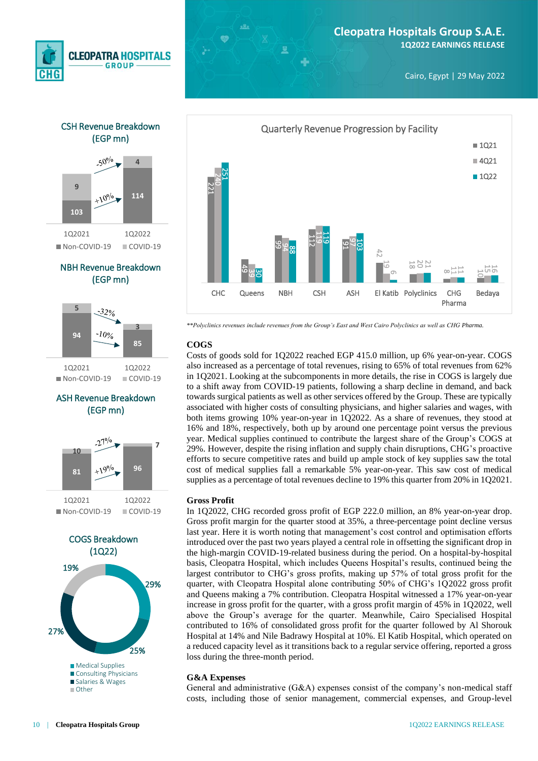### CSH Revenue Breakdown (EGP mn)

-50%
+10%
9
103
4
114
1Q2021
1Q2022
Non-COVID-19
COVID-19

### NBH Revenue Breakdown (EGP mn)

5
94
-32%
-10%
3
85
1Q2021
1Q2022
Non-COVID-19
COVID-19

### ASH Revenue Breakdown (EGP mn)

10
81
-27%
+19%
7
96
1Q2021
1Q2022
Non-COVID-19
COVID-19

### COGS Breakdown (1Q22)

19%
29%
27%
25%
Medical Supplies
Consulting Physicians
Salaries & Wages
Other

### Quarterly Revenue Progression by Facility

1Q21
4Q21
1Q22

CHC: 221, 240, 251
Queens: 49, 39, 30
NBH: 99, 94, 88
CSH: 112, 119, 119
ASH: 91, 97, 103
El Katib: 42, 19, 6
Polyclinics: 18, 20, 21
CHG Pharma: 8, 11, 11
Bedaya: 10, 15, 16

*\*\*Polyclinics revenues include revenues from the Group's East and West Cairo Polyclinics as well as CHG Pharma.*

## COGS

Costs of goods sold for 1Q2022 reached EGP 415.0 million, up 6% year-on-year. COGS also increased as a percentage of total revenues, rising to 65% of total revenues from 62% in 1Q2021. Looking at the subcomponents in more details, the rise in COGS is largely due to a shift away from COVID-19 patients, following a sharp decline in demand, and back towards surgical patients as well as other services offered by the Group. These are typically associated with higher costs of consulting physicians, and higher salaries and wages, with both items growing 10% year-on-year in 1Q2022. As a share of revenues, they stood at 16% and 18%, respectively, both up by around one percentage point versus the previous year. Medical supplies continued to contribute the largest share of the Group's COGS at 29%. However, despite the rising inflation and supply chain disruptions, CHG's proactive efforts to secure competitive rates and build up ample stock of key supplies saw the total cost of medical supplies fall a remarkable 5% year-on-year. This saw cost of medical supplies as a percentage of total revenues decline to 19% this quarter from 20% in 1Q2021.

## Gross Profit

In 1Q2022, CHG recorded gross profit of EGP 222.0 million, an 8% year-on-year drop. Gross profit margin for the quarter stood at 35%, a three-percentage point decline versus last year. Here it is worth noting that management's cost control and optimisation efforts introduced over the past two years played a central role in offsetting the significant drop in the high-margin COVID-19-related business during the period. On a hospital-by-hospital basis, Cleopatra Hospital, which includes Queens Hospital's results, continued being the largest contributor to CHG's gross profits, making up 57% of total gross profit for the quarter, with Cleopatra Hospital alone contributing 50% of CHG's 1Q2022 gross profit and Queens making a 7% contribution. Cleopatra Hospital witnessed a 17% year-on-year increase in gross profit for the quarter, with a gross profit margin of 45% in 1Q2022, well above the Group's average for the quarter. Meanwhile, Cairo Specialised Hospital contributed to 16% of consolidated gross profit for the quarter followed by Al Shorouk Hospital at 14% and Nile Badrawy Hospital at 10%. El Katib Hospital, which operated on a reduced capacity level as it transitions back to a regular service offering, reported a gross loss during the three-month period.

## G&A Expenses

General and administrative (G&A) expenses consist of the company's non-medical staff costs, including those of senior management, commercial expenses, and Group-level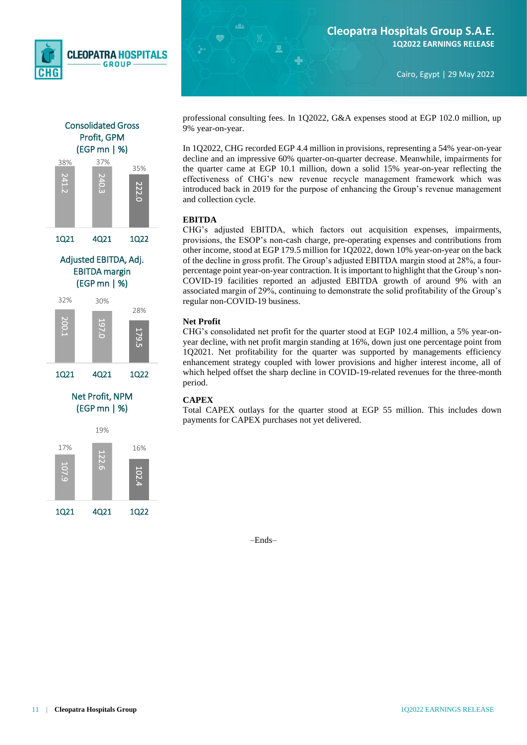Consolidated Gross Profit, GPM
(EGP mn | %)

38% 37% 35%

241.2 240.3 222.0

1Q21 4Q21 1Q22

Adjusted EBITDA, Adj. EBITDA margin
(EGP mn | %)

32% 30% 28%

200.1 197.0 179.5

1Q21 4Q21 1Q22

Net Profit, NPM
(EGP mn | %)

17% 19% 16%

107.9 122.6 102.4

1Q21 4Q21 1Q22

professional consulting fees. In 1Q2022, G&A expenses stood at EGP 102.0 million, up 9% year-on-year.

In 1Q2022, CHG recorded EGP 4.4 million in provisions, representing a 54% year-on-year decline and an impressive 60% quarter-on-quarter decrease. Meanwhile, impairments for the quarter came at EGP 10.1 million, down a solid 15% year-on-year reflecting the effectiveness of CHG's new revenue recycle management framework which was introduced back in 2019 for the purpose of enhancing the Group's revenue management and collection cycle.

### EBITDA

CHG's adjusted EBITDA, which factors out acquisition expenses, impairments, provisions, the ESOP's non-cash charge, pre-operating expenses and contributions from other income, stood at EGP 179.5 million for 1Q2022, down 10% year-on-year on the back of the decline in gross profit. The Group's adjusted EBITDA margin stood at 28%, a four-percentage point year-on-year contraction. It is important to highlight that the Group's non-COVID-19 facilities reported an adjusted EBITDA growth of around 9% with an associated margin of 29%, continuing to demonstrate the solid profitability of the Group's regular non-COVID-19 business.

### Net Profit

CHG's consolidated net profit for the quarter stood at EGP 102.4 million, a 5% year-on-year decline, with net profit margin standing at 16%, down just one percentage point from 1Q2021. Net profitability for the quarter was supported by managements efficiency enhancement strategy coupled with lower provisions and higher interest income, all of which helped offset the sharp decline in COVID-19-related revenues for the three-month period.

### CAPEX

Total CAPEX outlays for the quarter stood at EGP 55 million. This includes down payments for CAPEX purchases not yet delivered.

–Ends–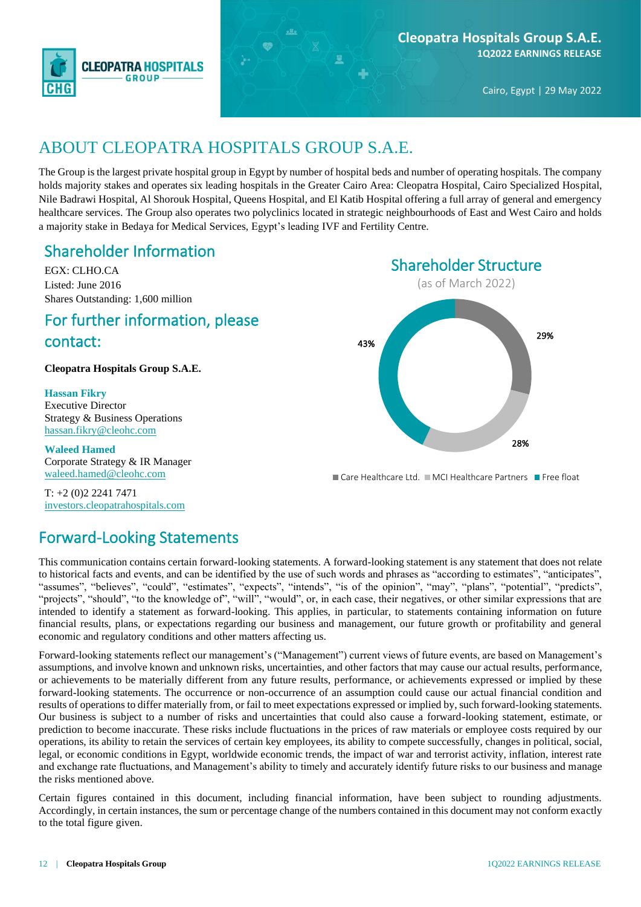Cleopatra Hospitals Group S.A.E.
1Q2022 EARNINGS RELEASE

Cairo, Egypt | 29 May 2022

# ABOUT CLEOPATRA HOSPITALS GROUP S.A.E.

The Group is the largest private hospital group in Egypt by number of hospital beds and number of operating hospitals. The company holds majority stakes and operates six leading hospitals in the Greater Cairo Area: Cleopatra Hospital, Cairo Specialized Hospital, Nile Badrawi Hospital, Al Shorouk Hospital, Queens Hospital, and El Katib Hospital offering a full array of general and emergency healthcare services. The Group also operates two polyclinics located in strategic neighbourhoods of East and West Cairo and holds a majority stake in Bedaya for Medical Services, Egypt's leading IVF and Fertility Centre.

## Shareholder Information

EGX: CLHO.CA
Listed: June 2016
Shares Outstanding: 1,600 million

## For further information, please contact:

**Cleopatra Hospitals Group S.A.E.**

**Hassan Fikry**
Executive Director
Strategy & Business Operations
hassan.fikry@cleohc.com

**Waleed Hamed**
Corporate Strategy & IR Manager
waleed.hamed@cleohc.com

T: +2 (0)2 2241 7471
investors.cleopatrahospitals.com

## Shareholder Structure

(as of March 2022)

29%
28%
43%

Care Healthcare Ltd.
MCI Healthcare Partners
Free float

## Forward-Looking Statements

This communication contains certain forward-looking statements. A forward-looking statement is any statement that does not relate to historical facts and events, and can be identified by the use of such words and phrases as "according to estimates", "anticipates", "assumes", "believes", "could", "estimates", "expects", "intends", "is of the opinion", "may", "plans", "potential", "predicts", "projects", "should", "to the knowledge of", "will", "would", or, in each case, their negatives, or other similar expressions that are intended to identify a statement as forward-looking. This applies, in particular, to statements containing information on future financial results, plans, or expectations regarding our business and management, our future growth or profitability and general economic and regulatory conditions and other matters affecting us.

Forward-looking statements reflect our management's ("Management") current views of future events, are based on Management's assumptions, and involve known and unknown risks, uncertainties, and other factors that may cause our actual results, performance, or achievements to be materially different from any future results, performance, or achievements expressed or implied by these forward-looking statements. The occurrence or non-occurrence of an assumption could cause our actual financial condition and results of operations to differ materially from, or fail to meet expectations expressed or implied by, such forward-looking statements. Our business is subject to a number of risks and uncertainties that could also cause a forward-looking statement, estimate, or prediction to become inaccurate. These risks include fluctuations in the prices of raw materials or employee costs required by our operations, its ability to retain the services of certain key employees, its ability to compete successfully, changes in political, social, legal, or economic conditions in Egypt, worldwide economic trends, the impact of war and terrorist activity, inflation, interest rate and exchange rate fluctuations, and Management's ability to timely and accurately identify future risks to our business and manage the risks mentioned above.

Certain figures contained in this document, including financial information, have been subject to rounding adjustments. Accordingly, in certain instances, the sum or percentage change of the numbers contained in this document may not conform exactly to the total figure given.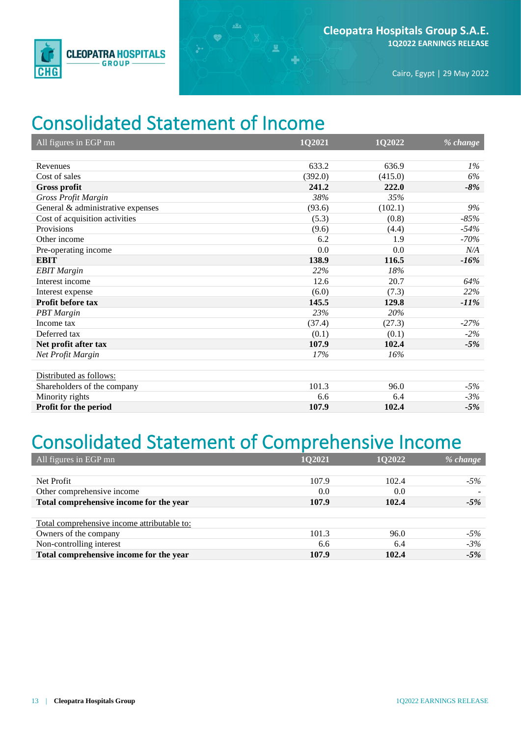# Consolidated Statement of Income

| All figures in EGP mn | 1Q2021 | 1Q2022 | *% change* |
|---|---|---|---|
| Revenues | 633.2 | 636.9 | *1%* |
| Cost of sales | (392.0) | (415.0) | *6%* |
| **Gross profit** | **241.2** | **222.0** | ***-8%*** |
| *Gross Profit Margin* | *38%* | *35%* | |
| General & administrative expenses | (93.6) | (102.1) | *9%* |
| Cost of acquisition activities | (5.3) | (0.8) | *-85%* |
| Provisions | (9.6) | (4.4) | *-54%* |
| Other income | 6.2 | 1.9 | *-70%* |
| Pre-operating income | 0.0 | 0.0 | *N/A* |
| **EBIT** | **138.9** | **116.5** | ***-16%*** |
| *EBIT Margin* | *22%* | *18%* | |
| Interest income | 12.6 | 20.7 | *64%* |
| Interest expense | (6.0) | (7.3) | *22%* |
| **Profit before tax** | **145.5** | **129.8** | ***-11%*** |
| *PBT Margin* | *23%* | *20%* | |
| Income tax | (37.4) | (27.3) | *-27%* |
| Deferred tax | (0.1) | (0.1) | *-2%* |
| **Net profit after tax** | **107.9** | **102.4** | ***-5%*** |
| *Net Profit Margin* | *17%* | *16%* | |
| | | | |
| Distributed as follows: | | | |
| Shareholders of the company | 101.3 | 96.0 | *-5%* |
| Minority rights | 6.6 | 6.4 | *-3%* |
| **Profit for the period** | **107.9** | **102.4** | ***-5%*** |

# Consolidated Statement of Comprehensive Income

| All figures in EGP mn | 1Q2021 | 1Q2022 | *% change* |
|---|---|---|---|
| Net Profit | 107.9 | 102.4 | *-5%* |
| Other comprehensive income | 0.0 | 0.0 | - |
| **Total comprehensive income for the year** | **107.9** | **102.4** | ***-5%*** |
| | | | |
| Total comprehensive income attributable to: | | | |
| Owners of the company | 101.3 | 96.0 | *-5%* |
| Non-controlling interest | 6.6 | 6.4 | *-3%* |
| **Total comprehensive income for the year** | **107.9** | **102.4** | ***-5%*** |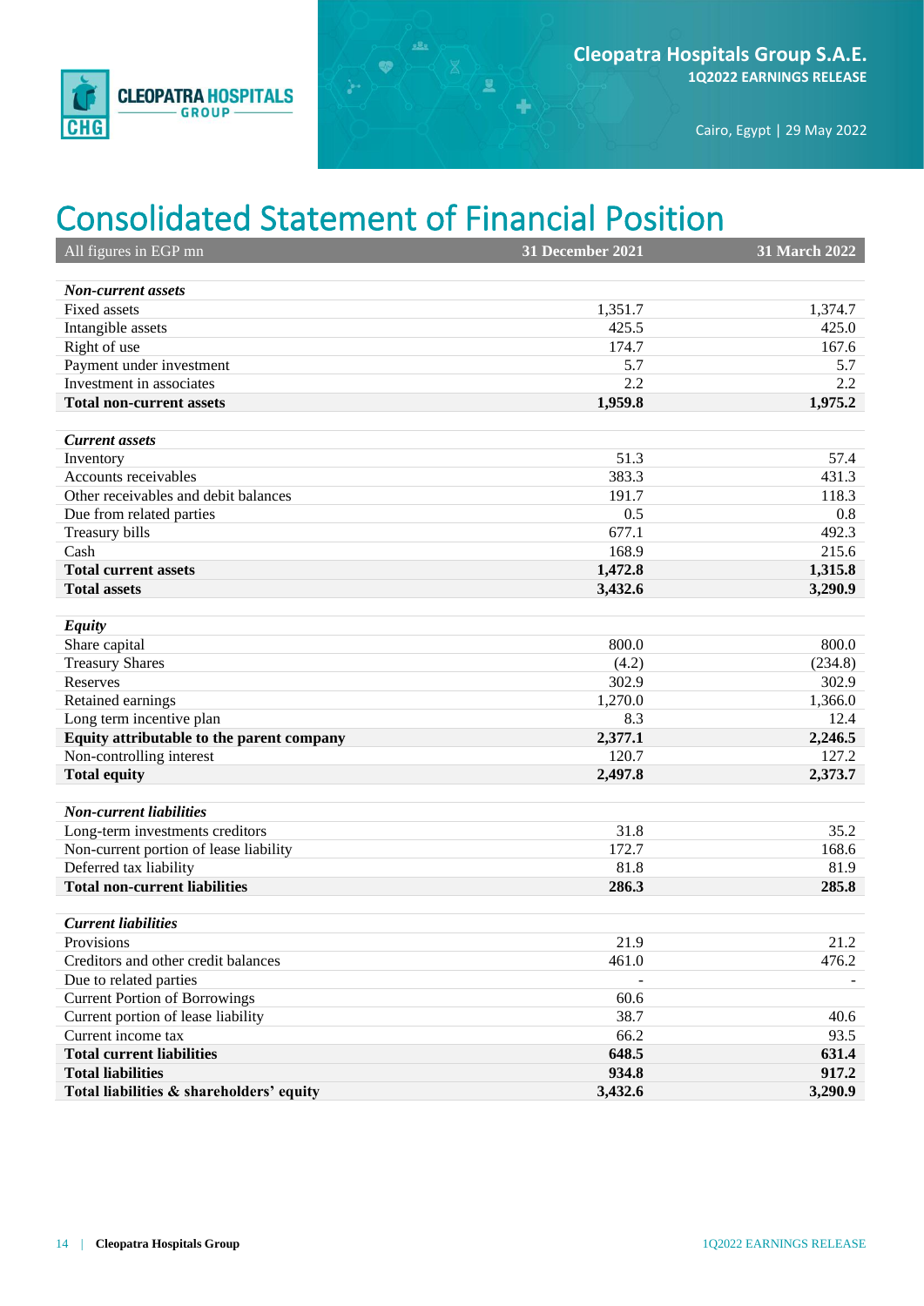# Consolidated Statement of Financial Position

| All figures in EGP mn | 31 December 2021 | 31 March 2022 |
|---|---|---|
| ***Non-current assets*** | | |
| Fixed assets | 1,351.7 | 1,374.7 |
| Intangible assets | 425.5 | 425.0 |
| Right of use | 174.7 | 167.6 |
| Payment under investment | 5.7 | 5.7 |
| Investment in associates | 2.2 | 2.2 |
| **Total non-current assets** | **1,959.8** | **1,975.2** |
| ***Current assets*** | | |
| Inventory | 51.3 | 57.4 |
| Accounts receivables | 383.3 | 431.3 |
| Other receivables and debit balances | 191.7 | 118.3 |
| Due from related parties | 0.5 | 0.8 |
| Treasury bills | 677.1 | 492.3 |
| Cash | 168.9 | 215.6 |
| **Total current assets** | **1,472.8** | **1,315.8** |
| **Total assets** | **3,432.6** | **3,290.9** |
| ***Equity*** | | |
| Share capital | 800.0 | 800.0 |
| Treasury Shares | (4.2) | (234.8) |
| Reserves | 302.9 | 302.9 |
| Retained earnings | 1,270.0 | 1,366.0 |
| Long term incentive plan | 8.3 | 12.4 |
| **Equity attributable to the parent company** | **2,377.1** | **2,246.5** |
| Non-controlling interest | 120.7 | 127.2 |
| **Total equity** | **2,497.8** | **2,373.7** |
| ***Non-current liabilities*** | | |
| Long-term investments creditors | 31.8 | 35.2 |
| Non-current portion of lease liability | 172.7 | 168.6 |
| Deferred tax liability | 81.8 | 81.9 |
| **Total non-current liabilities** | **286.3** | **285.8** |
| ***Current liabilities*** | | |
| Provisions | 21.9 | 21.2 |
| Creditors and other credit balances | 461.0 | 476.2 |
| Due to related parties | - | - |
| Current Portion of Borrowings | 60.6 | |
| Current portion of lease liability | 38.7 | 40.6 |
| Current income tax | 66.2 | 93.5 |
| **Total current liabilities** | **648.5** | **631.4** |
| **Total liabilities** | **934.8** | **917.2** |
| **Total liabilities & shareholders' equity** | **3,432.6** | **3,290.9** |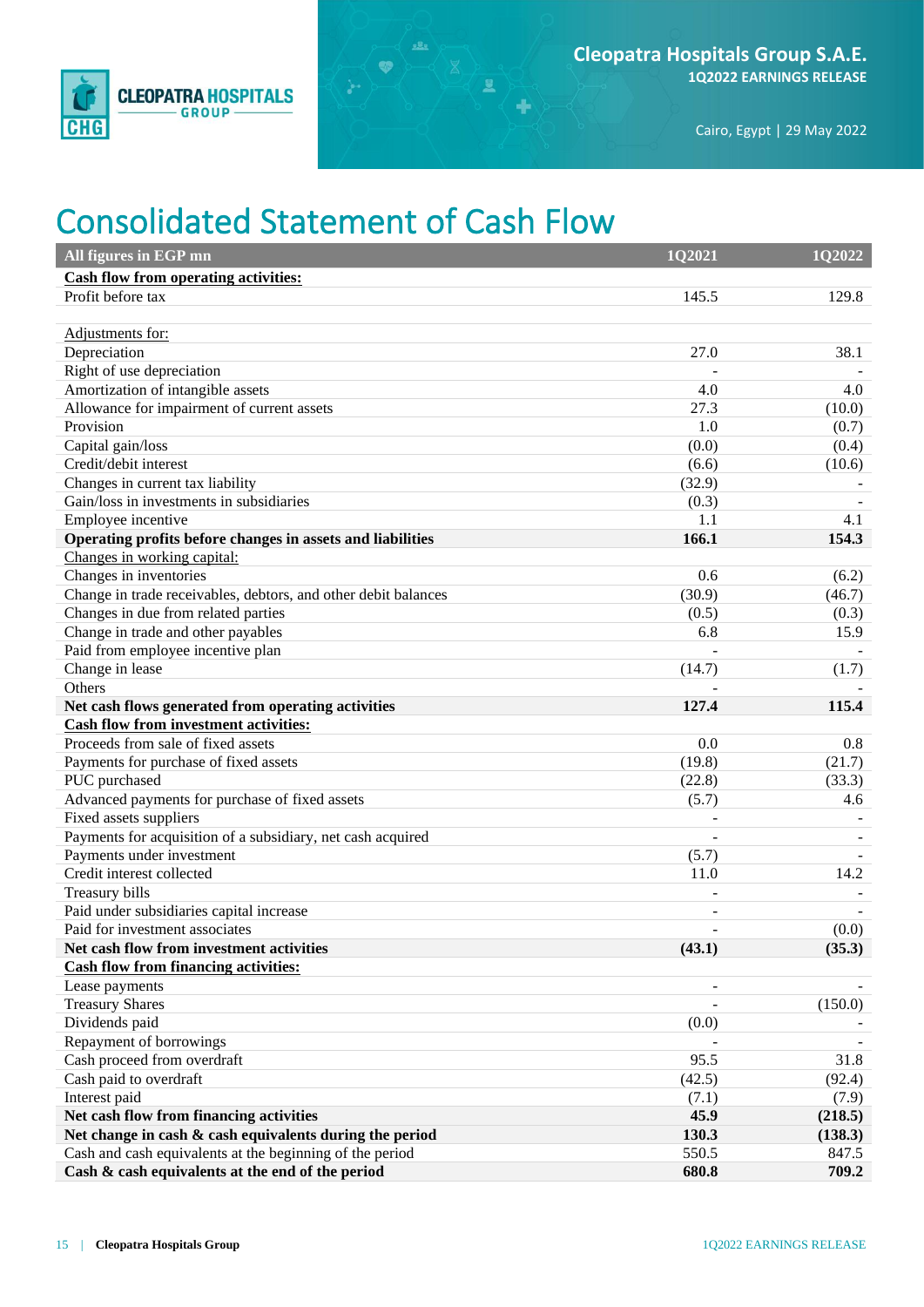# Consolidated Statement of Cash Flow

| All figures in EGP mn | 1Q2021 | 1Q2022 |
|---|---|---|
| **Cash flow from operating activities:** | | |
| Profit before tax | 145.5 | 129.8 |
| | | |
| Adjustments for: | | |
| Depreciation | 27.0 | 38.1 |
| Right of use depreciation | - | - |
| Amortization of intangible assets | 4.0 | 4.0 |
| Allowance for impairment of current assets | 27.3 | (10.0) |
| Provision | 1.0 | (0.7) |
| Capital gain/loss | (0.0) | (0.4) |
| Credit/debit interest | (6.6) | (10.6) |
| Changes in current tax liability | (32.9) | - |
| Gain/loss in investments in subsidiaries | (0.3) | - |
| Employee incentive | 1.1 | 4.1 |
| **Operating profits before changes in assets and liabilities** | **166.1** | **154.3** |
| Changes in working capital: | | |
| Changes in inventories | 0.6 | (6.2) |
| Change in trade receivables, debtors, and other debit balances | (30.9) | (46.7) |
| Changes in due from related parties | (0.5) | (0.3) |
| Change in trade and other payables | 6.8 | 15.9 |
| Paid from employee incentive plan | - | - |
| Change in lease | (14.7) | (1.7) |
| Others | - | - |
| **Net cash flows generated from operating activities** | **127.4** | **115.4** |
| **Cash flow from investment activities:** | | |
| Proceeds from sale of fixed assets | 0.0 | 0.8 |
| Payments for purchase of fixed assets | (19.8) | (21.7) |
| PUC purchased | (22.8) | (33.3) |
| Advanced payments for purchase of fixed assets | (5.7) | 4.6 |
| Fixed assets suppliers | - | - |
| Payments for acquisition of a subsidiary, net cash acquired | - | - |
| Payments under investment | (5.7) | - |
| Credit interest collected | 11.0 | 14.2 |
| Treasury bills | - | - |
| Paid under subsidiaries capital increase | - | - |
| Paid for investment associates | - | (0.0) |
| **Net cash flow from investment activities** | **(43.1)** | **(35.3)** |
| **Cash flow from financing activities:** | | |
| Lease payments | - | - |
| Treasury Shares | - | (150.0) |
| Dividends paid | (0.0) | - |
| Repayment of borrowings | - | - |
| Cash proceed from overdraft | 95.5 | 31.8 |
| Cash paid to overdraft | (42.5) | (92.4) |
| Interest paid | (7.1) | (7.9) |
| **Net cash flow from financing activities** | **45.9** | **(218.5)** |
| **Net change in cash & cash equivalents during the period** | **130.3** | **(138.3)** |
| Cash and cash equivalents at the beginning of the period | 550.5 | 847.5 |
| **Cash & cash equivalents at the end of the period** | **680.8** | **709.2** |